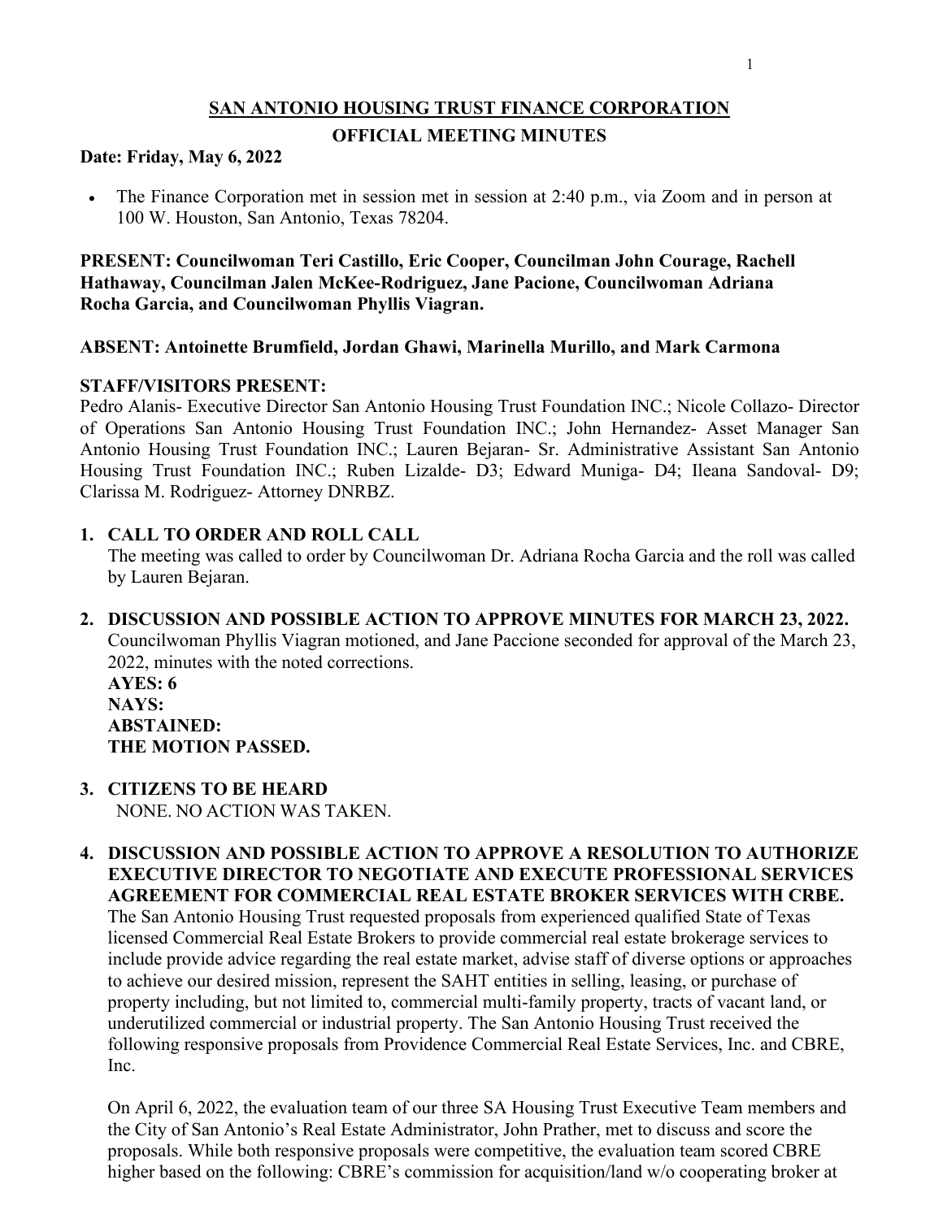# SAN ANTONIO HOUSING TRUST FINANCE CORPORATION

## OFFICIAL MEETING MINUTES

**Date: Friday, May 6, 2022**

- The Finance Corporation met in session met in session at 2:40 p.m., via Zoom and in person at 100 W. Houston, San Antonio, Texas 78204.

**PRESENT: Councilwoman Teri Castillo, Eric Cooper, Councilman John Courage, Rachell Hathaway, Councilman Jalen McKee-Rodriguez, Jane Pacione, Councilwoman Adriana Rocha Garcia, and Councilwoman Phyllis Viagran.**

**ABSENT: Antoinette Brumfield, Jordan Ghawi, Marinella Murillo, and Mark Carmona**

**STAFF/VISITORS PRESENT:**

Pedro Alanis- Executive Director San Antonio Housing Trust Foundation INC.; Nicole Collazo- Director of Operations San Antonio Housing Trust Foundation INC.; John Hernandez- Asset Manager San Antonio Housing Trust Foundation INC.; Lauren Bejaran- Sr. Administrative Assistant San Antonio Housing Trust Foundation INC.; Ruben Lizalde- D3; Edward Muniga- D4; Ileana Sandoval- D9; Clarissa M. Rodriguez- Attorney DNRBZ.

1. **CALL TO ORDER AND ROLL CALL**

   The meeting was called to order by Councilwoman Dr. Adriana Rocha Garcia and the roll was called by Lauren Bejaran.

2. **DISCUSSION AND POSSIBLE ACTION TO APPROVE MINUTES FOR MARCH 23, 2022.**

   Councilwoman Phyllis Viagran motioned, and Jane Paccione seconded for approval of the March 23, 2022, minutes with the noted corrections.

   **AYES: 6**
   **NAYS:**
   **ABSTAINED:**
   **THE MOTION PASSED.**

3. **CITIZENS TO BE HEARD**

   NONE. NO ACTION WAS TAKEN.

4. **DISCUSSION AND POSSIBLE ACTION TO APPROVE A RESOLUTION TO AUTHORIZE EXECUTIVE DIRECTOR TO NEGOTIATE AND EXECUTE PROFESSIONAL SERVICES AGREEMENT FOR COMMERCIAL REAL ESTATE BROKER SERVICES WITH CRBE.**

   The San Antonio Housing Trust requested proposals from experienced qualified State of Texas licensed Commercial Real Estate Brokers to provide commercial real estate brokerage services to include provide advice regarding the real estate market, advise staff of diverse options or approaches to achieve our desired mission, represent the SAHT entities in selling, leasing, or purchase of property including, but not limited to, commercial multi-family property, tracts of vacant land, or underutilized commercial or industrial property. The San Antonio Housing Trust received the following responsive proposals from Providence Commercial Real Estate Services, Inc. and CBRE, Inc.

   On April 6, 2022, the evaluation team of our three SA Housing Trust Executive Team members and the City of San Antonio's Real Estate Administrator, John Prather, met to discuss and score the proposals. While both responsive proposals were competitive, the evaluation team scored CBRE higher based on the following: CBRE's commission for acquisition/land w/o cooperating broker at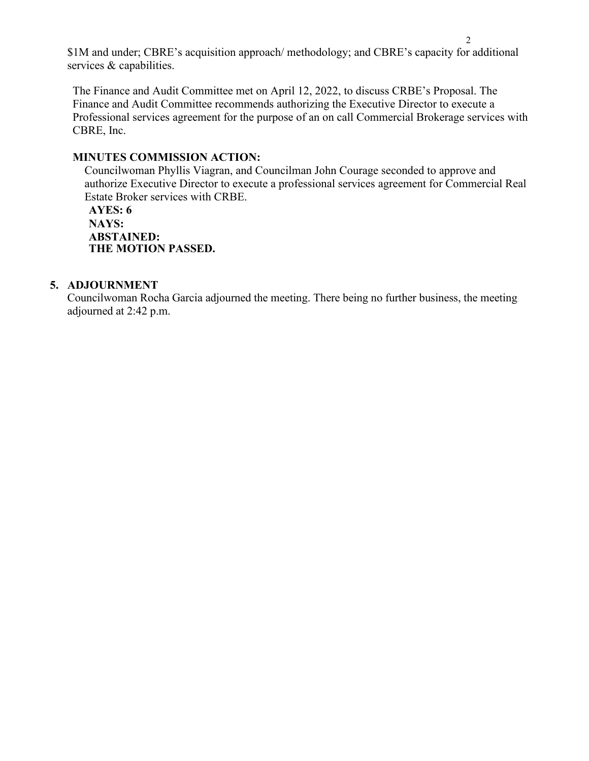$1M and under; CBRE's acquisition approach/ methodology; and CBRE's capacity for additional services & capabilities.

The Finance and Audit Committee met on April 12, 2022, to discuss CRBE's Proposal. The Finance and Audit Committee recommends authorizing the Executive Director to execute a Professional services agreement for the purpose of an on call Commercial Brokerage services with CBRE, Inc.

**MINUTES COMMISSION ACTION:**

Councilwoman Phyllis Viagran, and Councilman John Courage seconded to approve and authorize Executive Director to execute a professional services agreement for Commercial Real Estate Broker services with CRBE.

**AYES: 6**
**NAYS:**
**ABSTAINED:**
**THE MOTION PASSED.**

## 5. ADJOURNMENT

Councilwoman Rocha Garcia adjourned the meeting. There being no further business, the meeting adjourned at 2:42 p.m.